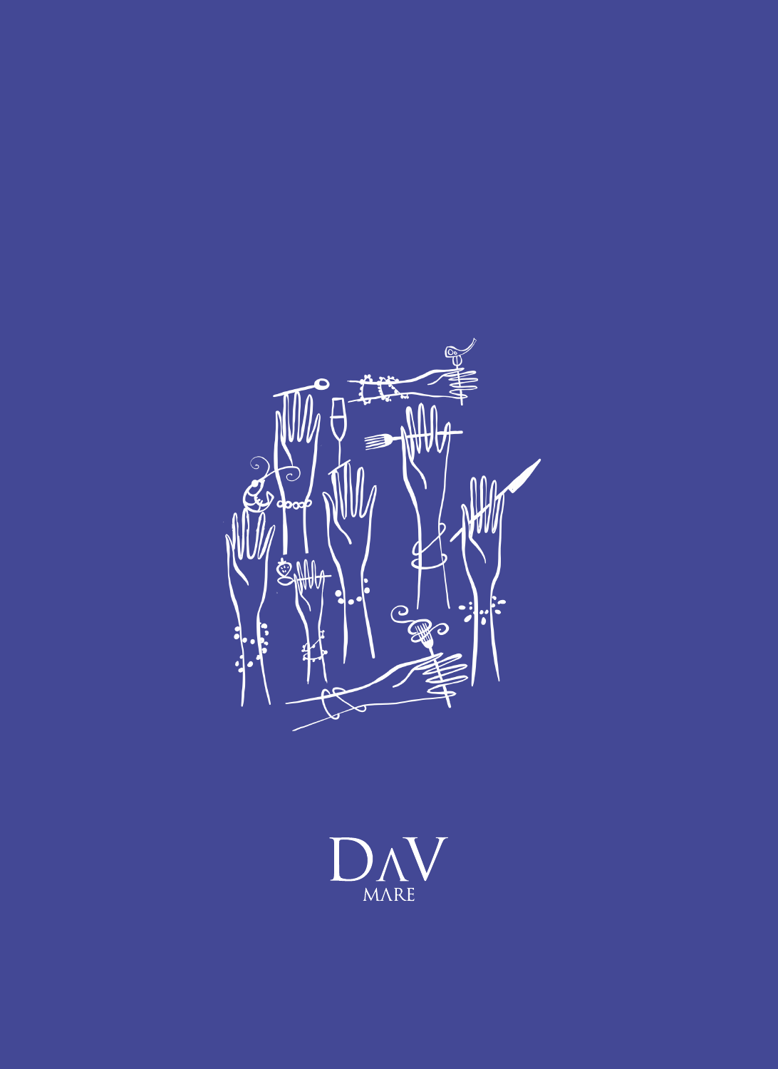DΛV

MΛRE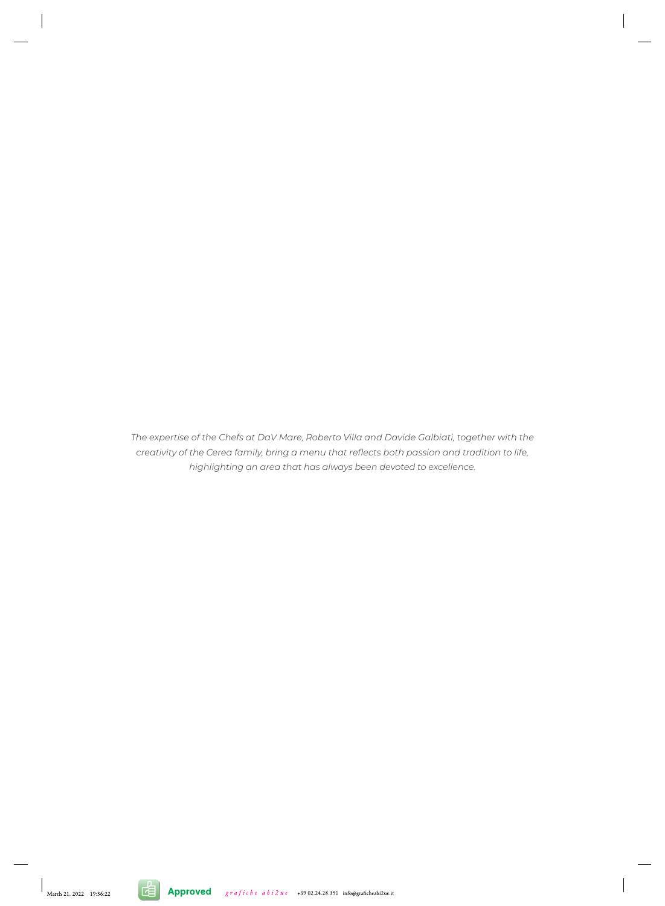*The expertise of the Chefs at DaV Mare, Roberto Villa and Davide Galbiati, together with the creativity of the Cerea family, bring a menu that reflects both passion and tradition to life, highlighting an area that has always been devoted to excellence.*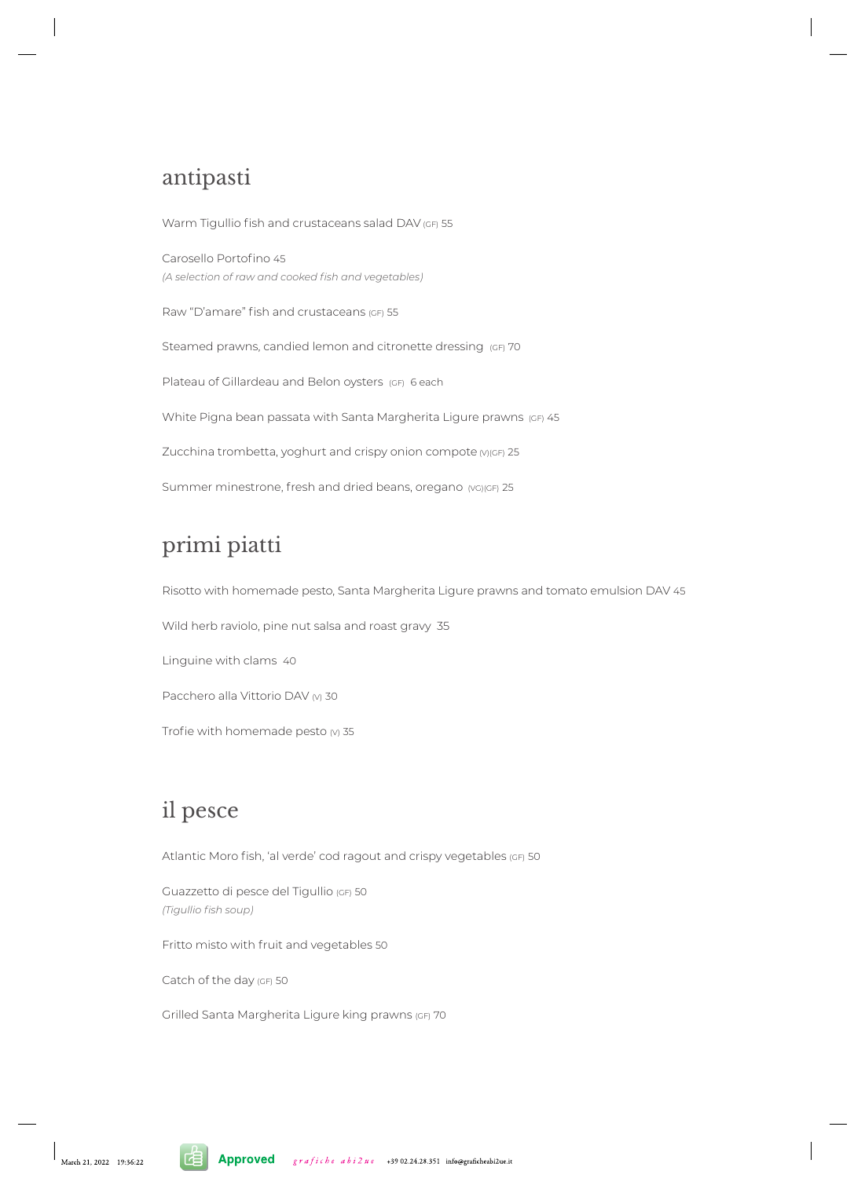## antipasti

Warm Tigullio fish and crustaceans salad DAV (GF) 55

Carosello Portofino 45
*(A selection of raw and cooked fish and vegetables)*

Raw “D’amare” fish and crustaceans (GF) 55

Steamed prawns, candied lemon and citronette dressing (GF) 70

Plateau of Gillardeau and Belon oysters (GF) 6 each

White Pigna bean passata with Santa Margherita Ligure prawns (GF) 45

Zucchina trombetta, yoghurt and crispy onion compote (V)(GF) 25

Summer minestrone, fresh and dried beans, oregano (VG)(GF) 25

## primi piatti

Risotto with homemade pesto, Santa Margherita Ligure prawns and tomato emulsion DAV 45

Wild herb raviolo, pine nut salsa and roast gravy 35

Linguine with clams 40

Pacchero alla Vittorio DAV (V) 30

Trofie with homemade pesto (V) 35

## il pesce

Atlantic Moro fish, ‘al verde’ cod ragout and crispy vegetables (GF) 50

Guazzetto di pesce del Tigullio (GF) 50
*(Tigullio fish soup)*

Fritto misto with fruit and vegetables 50

Catch of the day (GF) 50

Grilled Santa Margherita Ligure king prawns (GF) 70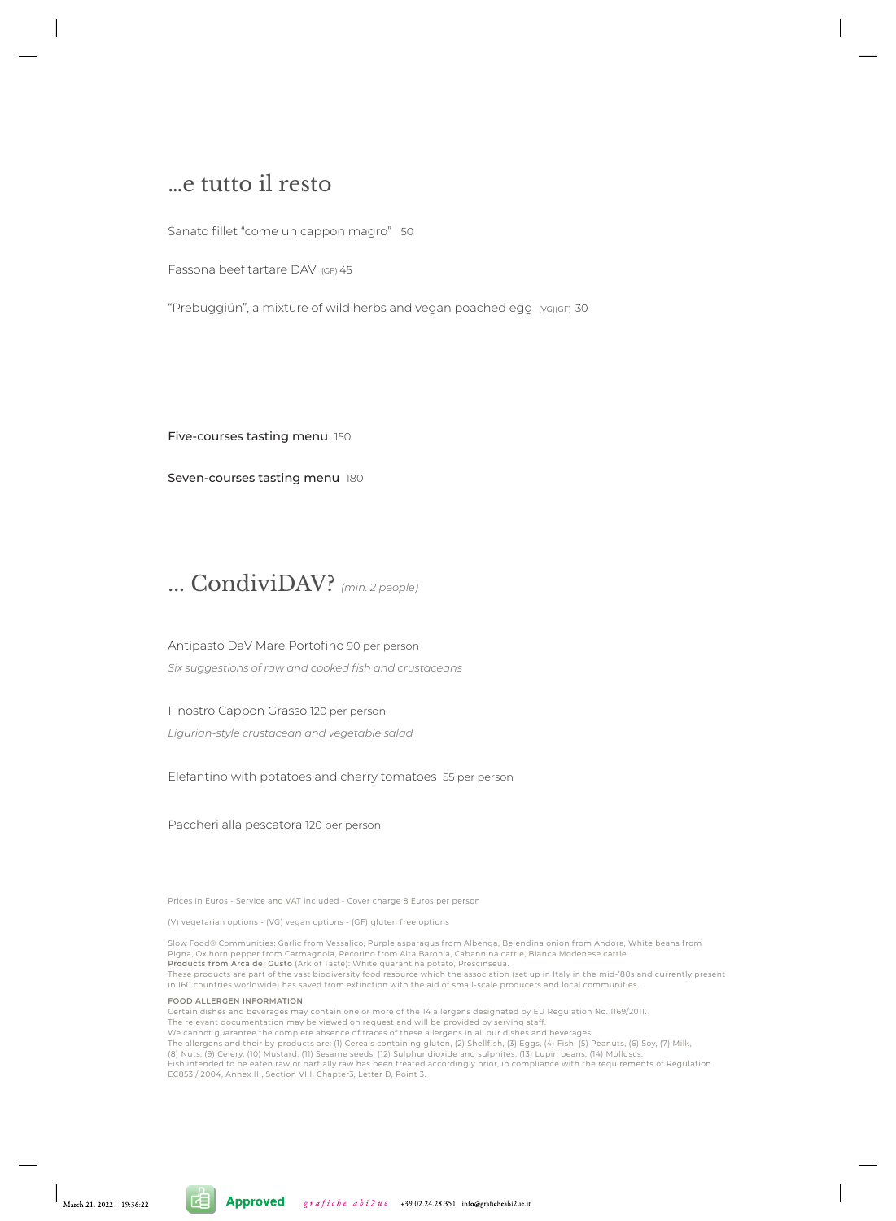## ...e tutto il resto

Sanato fillet "come un cappon magro" 50

Fassona beef tartare DAV (GF) 45

"Prebuggiún", a mixture of wild herbs and vegan poached egg (VG)(GF) 30

**Five-courses tasting menu** 150

**Seven-courses tasting menu** 180

## ... CondiviDAV? *(min. 2 people)*

Antipasto DaV Mare Portofino 90 per person

*Six suggestions of raw and cooked fish and crustaceans*

Il nostro Cappon Grasso 120 per person

*Ligurian-style crustacean and vegetable salad*

Elefantino with potatoes and cherry tomatoes 55 per person

Paccheri alla pescatora 120 per person

Prices in Euros - Service and VAT included - Cover charge 8 Euros per person

(V) vegetarian options - (VG) vegan options - (GF) gluten free options

Slow Food® Communities: Garlic from Vessalico, Purple asparagus from Albenga, Belendina onion from Andora, White beans from Pigna, Ox horn pepper from Carmagnola, Pecorino from Alta Baronia, Cabannina cattle, Bianca Modenese cattle.
**Products from Arca del Gusto** (Ark of Taste): White quarantina potato, Prescinsêua.
These products are part of the vast biodiversity food resource which the association (set up in Italy in the mid-'80s and currently present in 160 countries worldwide) has saved from extinction with the aid of small-scale producers and local communities.

**FOOD ALLERGEN INFORMATION**
Certain dishes and beverages may contain one or more of the 14 allergens designated by EU Regulation No. 1169/2011.
The relevant documentation may be viewed on request and will be provided by serving staff.
We cannot guarantee the complete absence of traces of these allergens in all our dishes and beverages.
The allergens and their by-products are: (1) Cereals containing gluten, (2) Shellfish, (3) Eggs, (4) Fish, (5) Peanuts, (6) Soy, (7) Milk, (8) Nuts, (9) Celery, (10) Mustard, (11) Sesame seeds, (12) Sulphur dioxide and sulphites, (13) Lupin beans, (14) Molluscs.
Fish intended to be eaten raw or partially raw has been treated accordingly prior, in compliance with the requirements of Regulation EC853 / 2004, Annex III, Section VIII, Chapter3, Letter D, Point 3.